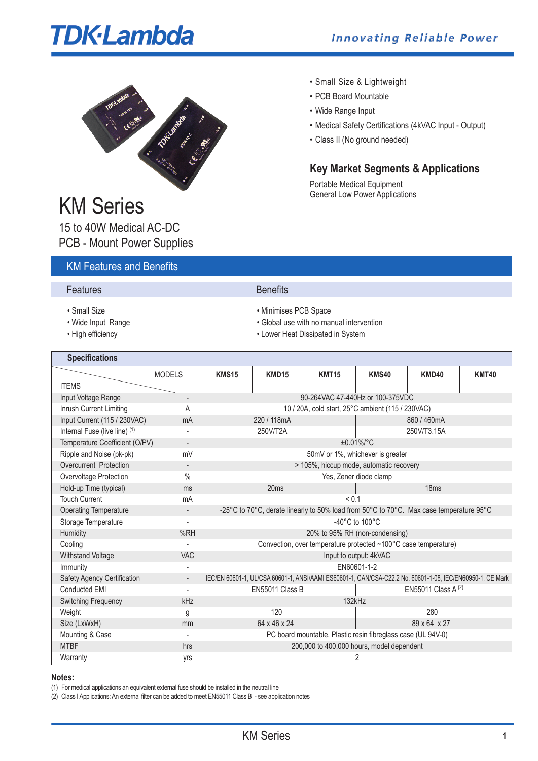# TDK·Lambda

*Innovating Reliable Power*

- Small Size & Lightweight
- PCB Board Mountable
- Wide Range Input
- Medical Safety Certifications (4kVAC Input - Output)
- Class II (No ground needed)

## Key Market Segments & Applications

Portable Medical Equipment
General Low Power Applications

# KM Series

15 to 40W Medical AC-DC
PCB - Mount Power Supplies

## KM Features and Benefits

| Features | Benefits |
|---|---|
| • Small Size | • Minimises PCB Space |
| • Wide Input Range | • Global use with no manual intervention |
| • High efficiency | • Lower Heat Dissipated in System |

## Specifications

| ITEMS \ MODELS | | KMS15 | KMD15 | KMT15 | KMS40 | KMD40 | KMT40 |
|---|---|---|---|---|---|---|---|
| Input Voltage Range | - | 90-264VAC 47-440Hz or 100-375VDC | | | | | |
| Inrush Current Limiting | A | 10 / 20A, cold start, 25°C ambient (115 / 230VAC) | | | | | |
| Input Current (115 / 230VAC) | mA | 220 / 118mA | | | 860 / 460mA | | |
| Internal Fuse (live line) (1) | - | 250V/T2A | | | 250V/T3.15A | | |
| Temperature Coefficient (O/PV) | - | ±0.01%/°C | | | | | |
| Ripple and Noise (pk-pk) | mV | 50mV or 1%, whichever is greater | | | | | |
| Overcurrent Protection | - | > 105%, hiccup mode, automatic recovery | | | | | |
| Overvoltage Protection | % | Yes, Zener diode clamp | | | | | |
| Hold-up Time (typical) | ms | 20ms | | | 18ms | | |
| Touch Current | mA | < 0.1 | | | | | |
| Operating Temperature | - | -25°C to 70°C, derate linearly to 50% load from 50°C to 70°C. Max case temperature 95°C | | | | | |
| Storage Temperature | - | -40°C to 100°C | | | | | |
| Humidity | %RH | 20% to 95% RH (non-condensing) | | | | | |
| Cooling | - | Convection, over temperature protected ~100°C case temperature) | | | | | |
| Withstand Voltage | VAC | Input to output: 4kVAC | | | | | |
| Immunity | - | EN60601-1-2 | | | | | |
| Safety Agency Certification | - | IEC/EN 60601-1, UL/CSA 60601-1, ANSI/AAMI ES60601-1, CAN/CSA-C22.2 No. 60601-1-08, IEC/EN60950-1, CE Mark | | | | | |
| Conducted EMI | - | EN55011 Class B | | | EN55011 Class A (2) | | |
| Switching Frequency | kHz | 132kHz | | | | | |
| Weight | g | 120 | | | 280 | | |
| Size (LxWxH) | mm | 64 x 46 x 24 | | | 89 x 64 x 27 | | |
| Mounting & Case | - | PC board mountable. Plastic resin fibreglass case (UL 94V-0) | | | | | |
| MTBF | hrs | 200,000 to 400,000 hours, model dependent | | | | | |
| Warranty | yrs | 2 | | | | | |

**Notes:**

(1) For medical applications an equivalent external fuse should be installed in the neutral line
(2) Class I Applications: An external filter can be added to meet EN55011 Class B - see application notes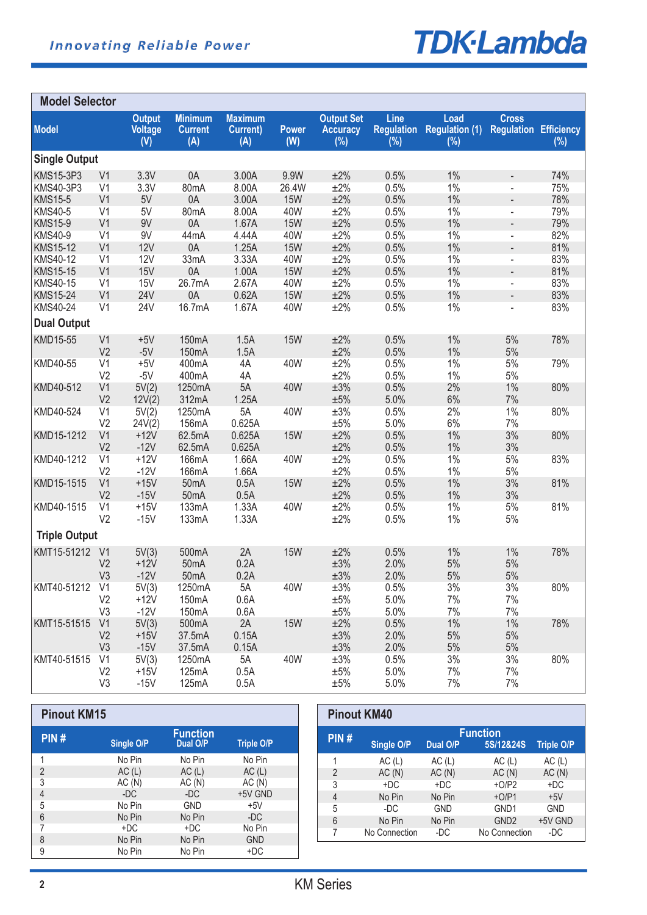## Model Selector

| Model | | Output Voltage (V) | Minimum Current (A) | Maximum Current) (A) | Power (W) | Output Set Accuracy (%) | Line Regulation (%) | Load Regulation (1) (%) | Cross Regulation | Efficiency (%) |
|---|---|---|---|---|---|---|---|---|---|---|
| **Single Output** | | | | | | | | | | |
| KMS15-3P3 | V1 | 3.3V | 0A | 3.00A | 9.9W | ±2% | 0.5% | 1% | - | 74% |
| KMS40-3P3 | V1 | 3.3V | 80mA | 8.00A | 26.4W | ±2% | 0.5% | 1% | - | 75% |
| KMS15-5 | V1 | 5V | 0A | 3.00A | 15W | ±2% | 0.5% | 1% | - | 78% |
| KMS40-5 | V1 | 5V | 80mA | 8.00A | 40W | ±2% | 0.5% | 1% | - | 79% |
| KMS15-9 | V1 | 9V | 0A | 1.67A | 15W | ±2% | 0.5% | 1% | - | 79% |
| KMS40-9 | V1 | 9V | 44mA | 4.44A | 40W | ±2% | 0.5% | 1% | - | 82% |
| KMS15-12 | V1 | 12V | 0A | 1.25A | 15W | ±2% | 0.5% | 1% | - | 81% |
| KMS40-12 | V1 | 12V | 33mA | 3.33A | 40W | ±2% | 0.5% | 1% | - | 83% |
| KMS15-15 | V1 | 15V | 0A | 1.00A | 15W | ±2% | 0.5% | 1% | - | 81% |
| KMS40-15 | V1 | 15V | 26.7mA | 2.67A | 40W | ±2% | 0.5% | 1% | - | 83% |
| KMS15-24 | V1 | 24V | 0A | 0.62A | 15W | ±2% | 0.5% | 1% | - | 83% |
| KMS40-24 | V1 | 24V | 16.7mA | 1.67A | 40W | ±2% | 0.5% | 1% | - | 83% |
| **Dual Output** | | | | | | | | | | |
| KMD15-55 | V1 | +5V | 150mA | 1.5A | 15W | ±2% | 0.5% | 1% | 5% | 78% |
| | V2 | -5V | 150mA | 1.5A | | ±2% | 0.5% | 1% | 5% | |
| KMD40-55 | V1 | +5V | 400mA | 4A | 40W | ±2% | 0.5% | 1% | 5% | 79% |
| | V2 | -5V | 400mA | 4A | | ±2% | 0.5% | 1% | 5% | |
| KMD40-512 | V1 | 5V(2) | 1250mA | 5A | 40W | ±3% | 0.5% | 2% | 1% | 80% |
| | V2 | 12V(2) | 312mA | 1.25A | | ±5% | 5.0% | 6% | 7% | |
| KMD40-524 | V1 | 5V(2) | 1250mA | 5A | 40W | ±3% | 0.5% | 2% | 1% | 80% |
| | V2 | 24V(2) | 156mA | 0.625A | | ±5% | 5.0% | 6% | 7% | |
| KMD15-1212 | V1 | +12V | 62.5mA | 0.625A | 15W | ±2% | 0.5% | 1% | 3% | 80% |
| | V2 | -12V | 62.5mA | 0.625A | | ±2% | 0.5% | 1% | 3% | |
| KMD40-1212 | V1 | +12V | 166mA | 1.66A | 40W | ±2% | 0.5% | 1% | 5% | 83% |
| | V2 | -12V | 166mA | 1.66A | | ±2% | 0.5% | 1% | 5% | |
| KMD15-1515 | V1 | +15V | 50mA | 0.5A | 15W | ±2% | 0.5% | 1% | 3% | 81% |
| | V2 | -15V | 50mA | 0.5A | | ±2% | 0.5% | 1% | 3% | |
| KMD40-1515 | V1 | +15V | 133mA | 1.33A | 40W | ±2% | 0.5% | 1% | 5% | 81% |
| | V2 | -15V | 133mA | 1.33A | | ±2% | 0.5% | 1% | 5% | |
| **Triple Output** | | | | | | | | | | |
| KMT15-51212 | V1 | 5V(3) | 500mA | 2A | 15W | ±2% | 0.5% | 1% | 1% | 78% |
| | V2 | +12V | 50mA | 0.2A | | ±3% | 2.0% | 5% | 5% | |
| | V3 | -12V | 50mA | 0.2A | | ±3% | 2.0% | 5% | 5% | |
| KMT40-51212 | V1 | 5V(3) | 1250mA | 5A | 40W | ±3% | 0.5% | 3% | 3% | 80% |
| | V2 | +12V | 150mA | 0.6A | | ±5% | 5.0% | 7% | 7% | |
| | V3 | -12V | 150mA | 0.6A | | ±5% | 5.0% | 7% | 7% | |
| KMT15-51515 | V1 | 5V(3) | 500mA | 2A | 15W | ±2% | 0.5% | 1% | 1% | 78% |
| | V2 | +15V | 37.5mA | 0.15A | | ±3% | 2.0% | 5% | 5% | |
| | V3 | -15V | 37.5mA | 0.15A | | ±3% | 2.0% | 5% | 5% | |
| KMT40-51515 | V1 | 5V(3) | 1250mA | 5A | 40W | ±3% | 0.5% | 3% | 3% | 80% |
| | V2 | +15V | 125mA | 0.5A | | ±5% | 5.0% | 7% | 7% | |
| | V3 | -15V | 125mA | 0.5A | | ±5% | 5.0% | 7% | 7% | |

## Pinout KM15

| PIN # | Function Single O/P | Dual O/P | Triple O/P |
|---|---|---|---|
| 1 | No Pin | No Pin | No Pin |
| 2 | AC (L) | AC (L) | AC (L) |
| 3 | AC (N) | AC (N) | AC (N) |
| 4 | -DC | -DC | +5V GND |
| 5 | No Pin | GND | +5V |
| 6 | No Pin | No Pin | -DC |
| 7 | +DC | +DC | No Pin |
| 8 | No Pin | No Pin | GND |
| 9 | No Pin | No Pin | +DC |

## Pinout KM40

| PIN # | Function Single O/P | Dual O/P | 5S/12&24S | Triple O/P |
|---|---|---|---|---|
| 1 | AC (L) | AC (L) | AC (L) | AC (L) |
| 2 | AC (N) | AC (N) | AC (N) | AC (N) |
| 3 | +DC | +DC | +O/P2 | +DC |
| 4 | No Pin | No Pin | +O/P1 | +5V |
| 5 | -DC | GND | GND1 | GND |
| 6 | No Pin | No Pin | GND2 | +5V GND |
| 7 | No Connection | -DC | No Connection | -DC |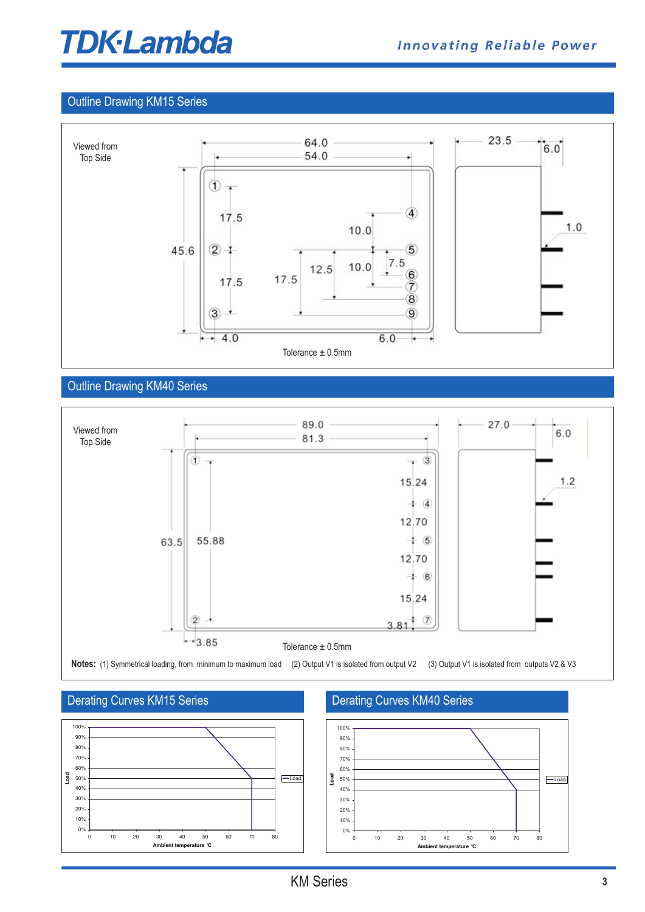## Outline Drawing KM15 Series

Viewed from Top Side

64.0
54.0
45.6
17.5
17.5
10.0
12.5
10.0
7.5
17.5
4.0
6.0
23.5
6.0
1.0

Tolerance ± 0.5mm

## Outline Drawing KM40 Series

Viewed from Top Side

89.0
81.3
63.5
55.88
15.24
12.70
12.70
15.24
3.81
3.85
27.0
6.0
1.2

Tolerance ± 0.5mm

**Notes:** (1) Symmetrical loading, from minimum to maximum load (2) Output V1 is isolated from output V2 (3) Output V1 is isolated from outputs V2 & V3

## Derating Curves KM15 Series

Load (0%–100%) vs. Ambient temperature ℃ (0–80)

## Derating Curves KM40 Series

Load (0%–100%) vs. Ambient temperature ℃ (0–80)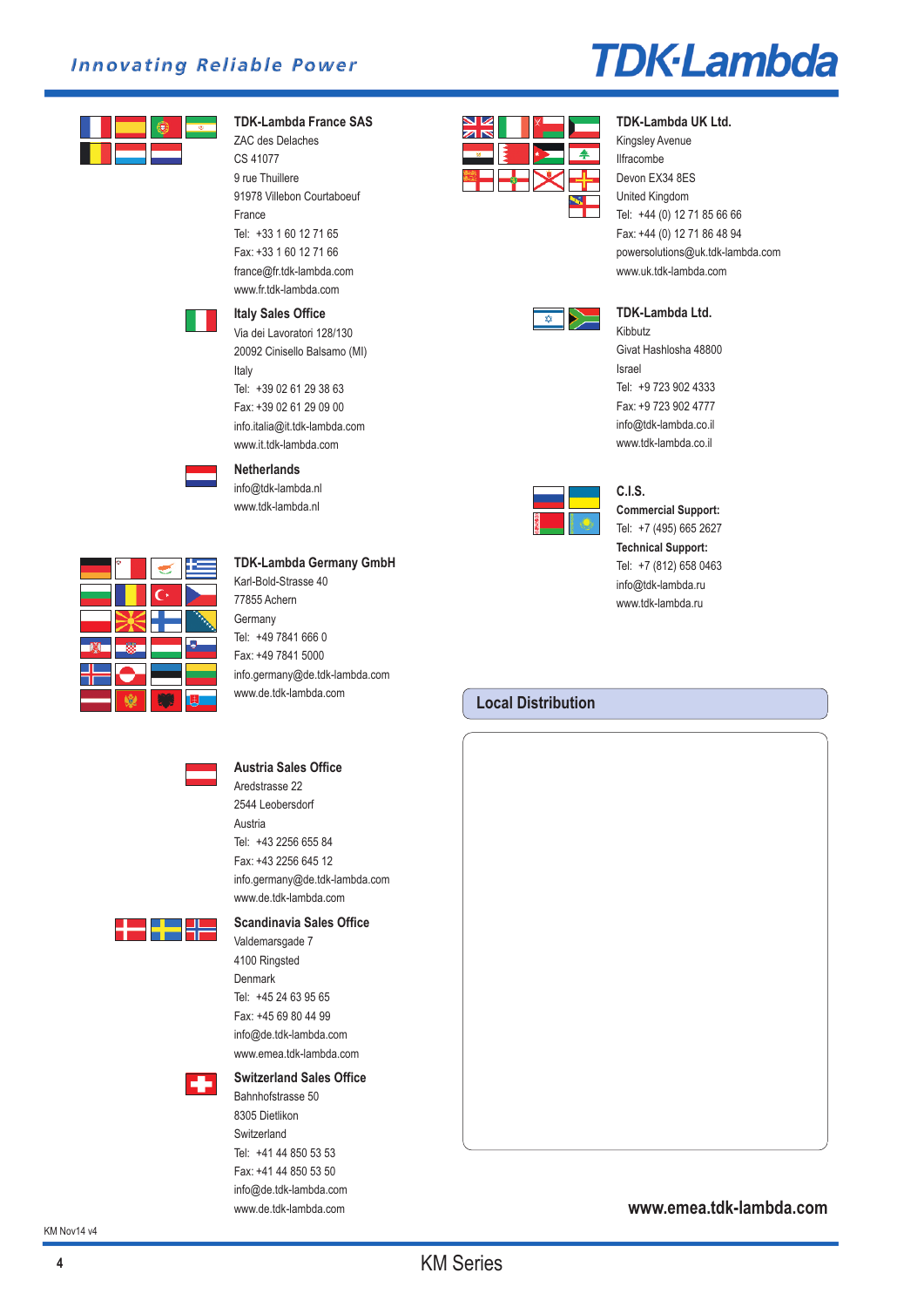### TDK-Lambda France SAS

ZAC des Delaches
CS 41077
9 rue Thuillere
91978 Villebon Courtaboeuf
France
Tel: +33 1 60 12 71 65
Fax: +33 1 60 12 71 66
france@fr.tdk-lambda.com
www.fr.tdk-lambda.com

### Italy Sales Office

Via dei Lavoratori 128/130
20092 Cinisello Balsamo (MI)
Italy
Tel: +39 02 61 29 38 63
Fax: +39 02 61 29 09 00
info.italia@it.tdk-lambda.com
www.it.tdk-lambda.com

### Netherlands

info@tdk-lambda.nl
www.tdk-lambda.nl

### TDK-Lambda Germany GmbH

Karl-Bold-Strasse 40
77855 Achern
Germany
Tel: +49 7841 666 0
Fax: +49 7841 5000
info.germany@de.tdk-lambda.com
www.de.tdk-lambda.com

### Austria Sales Office

Aredstrasse 22
2544 Leobersdorf
Austria
Tel: +43 2256 655 84
Fax: +43 2256 645 12
info.germany@de.tdk-lambda.com
www.de.tdk-lambda.com

### Scandinavia Sales Office

Valdemarsgade 7
4100 Ringsted
Denmark
Tel: +45 24 63 95 65
Fax: +45 69 80 44 99
info@de.tdk-lambda.com
www.emea.tdk-lambda.com

### Switzerland Sales Office

Bahnhofstrasse 50
8305 Dietlikon
Switzerland
Tel: +41 44 850 53 53
Fax: +41 44 850 53 50
info@de.tdk-lambda.com
www.de.tdk-lambda.com

### TDK-Lambda UK Ltd.

Kingsley Avenue
Ilfracombe
Devon EX34 8ES
United Kingdom
Tel: +44 (0) 12 71 85 66 66
Fax: +44 (0) 12 71 86 48 94
powersolutions@uk.tdk-lambda.com
www.uk.tdk-lambda.com

### TDK-Lambda Ltd.

Kibbutz
Givat Hashlosha 48800
Israel
Tel: +9 723 902 4333
Fax: +9 723 902 4777
info@tdk-lambda.co.il
www.tdk-lambda.co.il

### C.I.S.

**Commercial Support:**
Tel: +7 (495) 665 2627
**Technical Support:**
Tel: +7 (812) 658 0463
info@tdk-lambda.ru
www.tdk-lambda.ru

## Local Distribution

www.emea.tdk-lambda.com

KM Nov14 v4